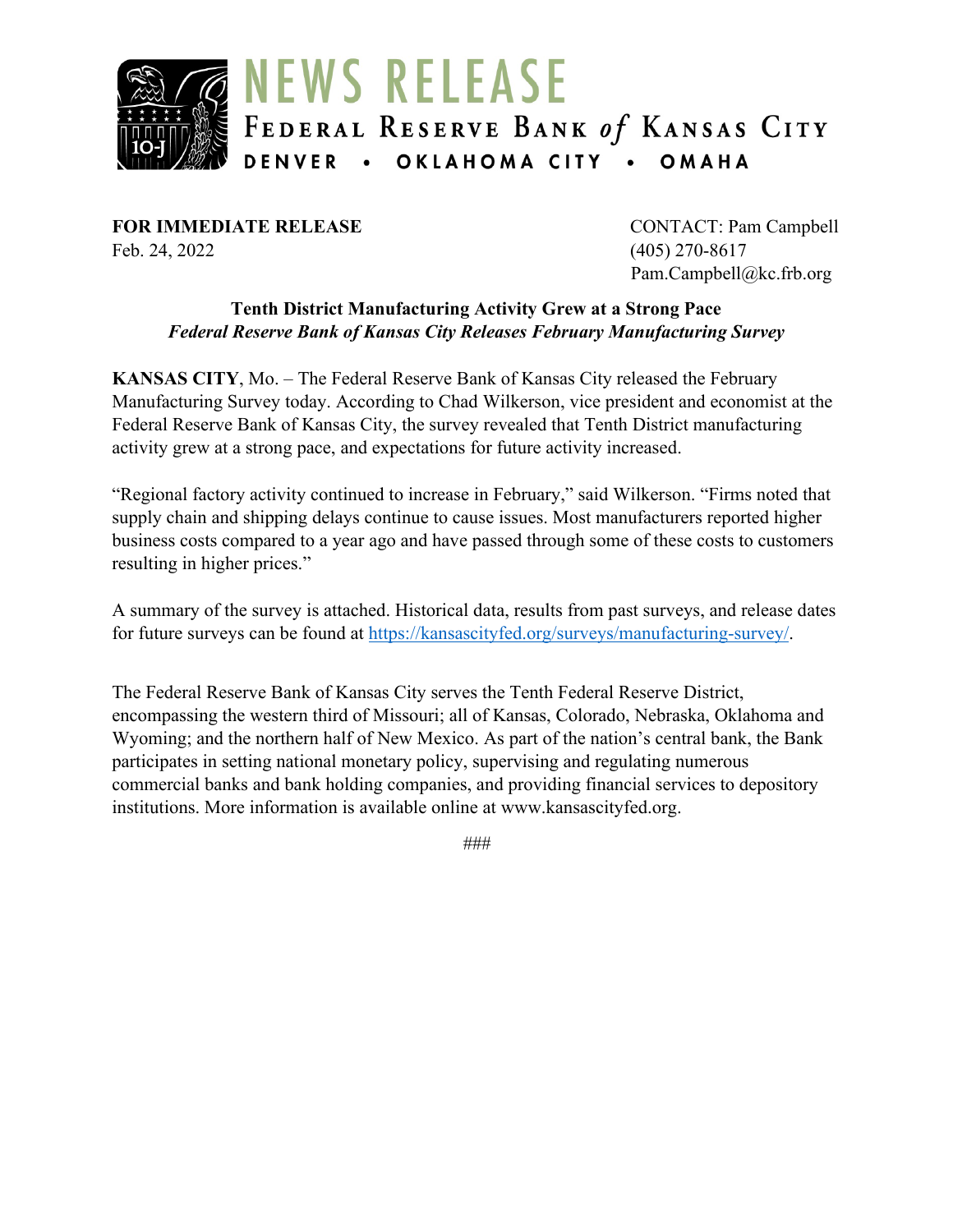# NEWS RELEASE

FEDERAL RESERVE BANK of KANSAS CITY

DENVER • OKLAHOMA CITY • OMAHA

**FOR IMMEDIATE RELEASE**
Feb. 24, 2022

CONTACT: Pam Campbell
(405) 270-8617
Pam.Campbell@kc.frb.org

**Tenth District Manufacturing Activity Grew at a Strong Pace**
***Federal Reserve Bank of Kansas City Releases February Manufacturing Survey***

**KANSAS CITY**, Mo. – The Federal Reserve Bank of Kansas City released the February Manufacturing Survey today. According to Chad Wilkerson, vice president and economist at the Federal Reserve Bank of Kansas City, the survey revealed that Tenth District manufacturing activity grew at a strong pace, and expectations for future activity increased.

"Regional factory activity continued to increase in February," said Wilkerson. "Firms noted that supply chain and shipping delays continue to cause issues. Most manufacturers reported higher business costs compared to a year ago and have passed through some of these costs to customers resulting in higher prices."

A summary of the survey is attached. Historical data, results from past surveys, and release dates for future surveys can be found at https://kansascityfed.org/surveys/manufacturing-survey/.

The Federal Reserve Bank of Kansas City serves the Tenth Federal Reserve District, encompassing the western third of Missouri; all of Kansas, Colorado, Nebraska, Oklahoma and Wyoming; and the northern half of New Mexico. As part of the nation's central bank, the Bank participates in setting national monetary policy, supervising and regulating numerous commercial banks and bank holding companies, and providing financial services to depository institutions. More information is available online at www.kansascityfed.org.

###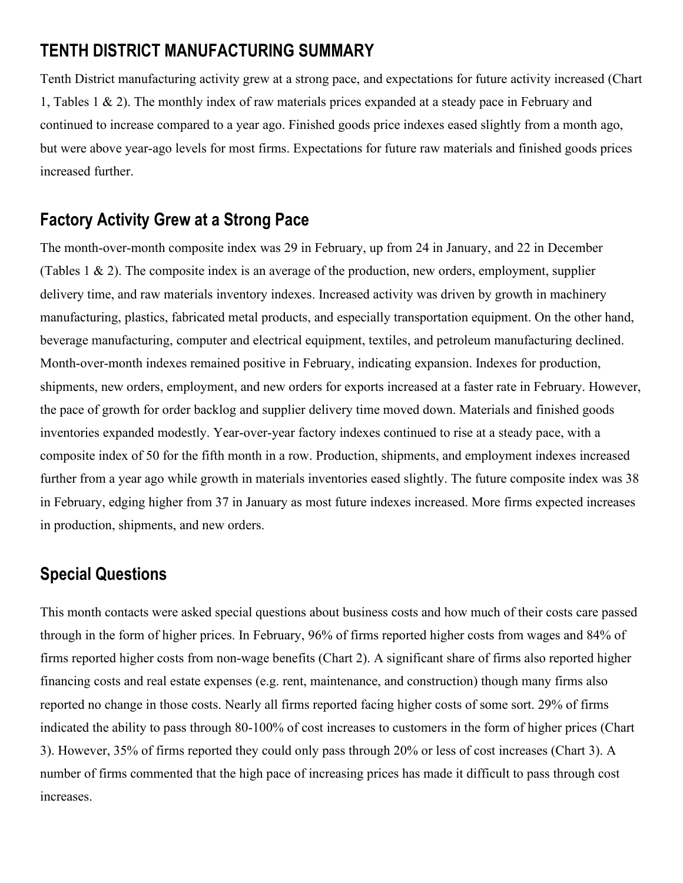## TENTH DISTRICT MANUFACTURING SUMMARY

Tenth District manufacturing activity grew at a strong pace, and expectations for future activity increased (Chart 1, Tables 1 & 2). The monthly index of raw materials prices expanded at a steady pace in February and continued to increase compared to a year ago. Finished goods price indexes eased slightly from a month ago, but were above year-ago levels for most firms. Expectations for future raw materials and finished goods prices increased further.

## Factory Activity Grew at a Strong Pace

The month-over-month composite index was 29 in February, up from 24 in January, and 22 in December (Tables 1 & 2). The composite index is an average of the production, new orders, employment, supplier delivery time, and raw materials inventory indexes. Increased activity was driven by growth in machinery manufacturing, plastics, fabricated metal products, and especially transportation equipment. On the other hand, beverage manufacturing, computer and electrical equipment, textiles, and petroleum manufacturing declined. Month-over-month indexes remained positive in February, indicating expansion. Indexes for production, shipments, new orders, employment, and new orders for exports increased at a faster rate in February. However, the pace of growth for order backlog and supplier delivery time moved down. Materials and finished goods inventories expanded modestly. Year-over-year factory indexes continued to rise at a steady pace, with a composite index of 50 for the fifth month in a row. Production, shipments, and employment indexes increased further from a year ago while growth in materials inventories eased slightly. The future composite index was 38 in February, edging higher from 37 in January as most future indexes increased. More firms expected increases in production, shipments, and new orders.

## Special Questions

This month contacts were asked special questions about business costs and how much of their costs care passed through in the form of higher prices. In February, 96% of firms reported higher costs from wages and 84% of firms reported higher costs from non-wage benefits (Chart 2). A significant share of firms also reported higher financing costs and real estate expenses (e.g. rent, maintenance, and construction) though many firms also reported no change in those costs. Nearly all firms reported facing higher costs of some sort. 29% of firms indicated the ability to pass through 80-100% of cost increases to customers in the form of higher prices (Chart 3). However, 35% of firms reported they could only pass through 20% or less of cost increases (Chart 3). A number of firms commented that the high pace of increasing prices has made it difficult to pass through cost increases.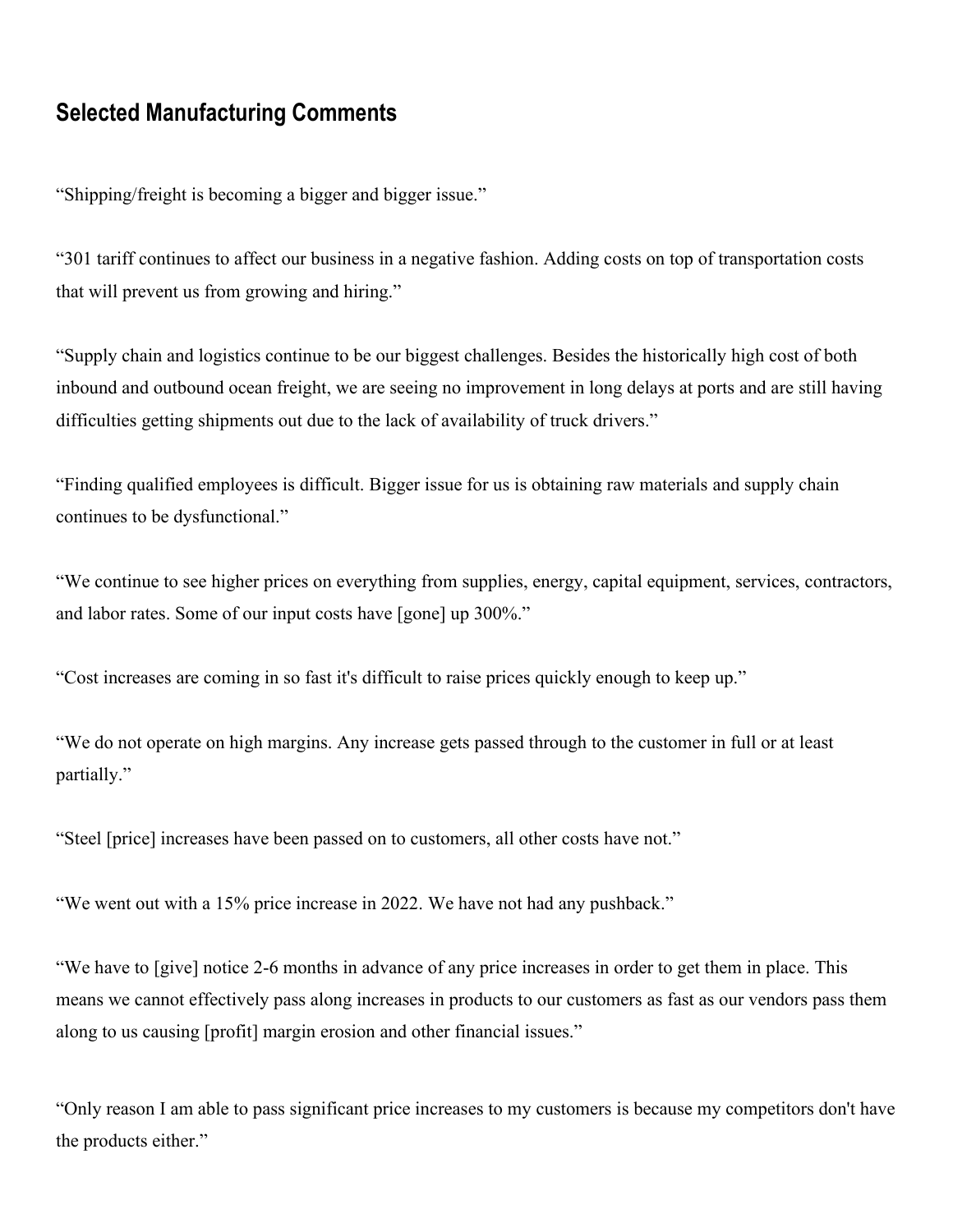## Selected Manufacturing Comments

“Shipping/freight is becoming a bigger and bigger issue.”

“301 tariff continues to affect our business in a negative fashion. Adding costs on top of transportation costs that will prevent us from growing and hiring.”

“Supply chain and logistics continue to be our biggest challenges. Besides the historically high cost of both inbound and outbound ocean freight, we are seeing no improvement in long delays at ports and are still having difficulties getting shipments out due to the lack of availability of truck drivers.”

“Finding qualified employees is difficult. Bigger issue for us is obtaining raw materials and supply chain continues to be dysfunctional.”

“We continue to see higher prices on everything from supplies, energy, capital equipment, services, contractors, and labor rates. Some of our input costs have [gone] up 300%.”

“Cost increases are coming in so fast it's difficult to raise prices quickly enough to keep up.”

“We do not operate on high margins. Any increase gets passed through to the customer in full or at least partially.”

“Steel [price] increases have been passed on to customers, all other costs have not.”

“We went out with a 15% price increase in 2022. We have not had any pushback.”

“We have to [give] notice 2-6 months in advance of any price increases in order to get them in place. This means we cannot effectively pass along increases in products to our customers as fast as our vendors pass them along to us causing [profit] margin erosion and other financial issues.”

“Only reason I am able to pass significant price increases to my customers is because my competitors don't have the products either.”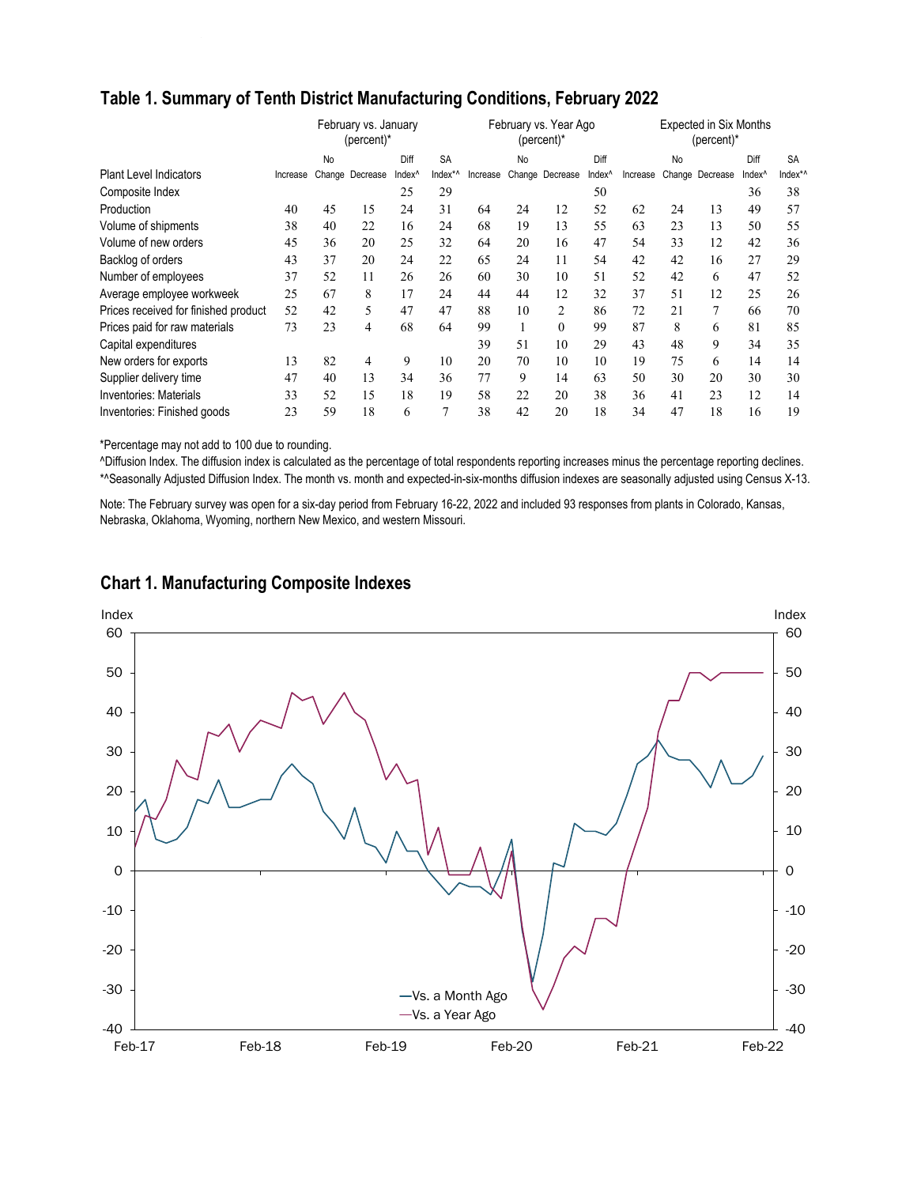## Table 1. Summary of Tenth District Manufacturing Conditions, February 2022

| Plant Level Indicators | February vs. January (percent)* | | | | | February vs. Year Ago (percent)* | | | | Expected in Six Months (percent)* | | | | |
|---|---|---|---|---|---|---|---|---|---|---|---|---|---|---|
| | Increase | No Change | Decrease | Diff Index^ | SA Index*^ | Increase | No Change | Decrease | Diff Index^ | Increase | No Change | Decrease | Diff Index^ | SA Index*^ |
| Composite Index | | | | 25 | 29 | | | | 50 | | | | 36 | 38 |
| Production | 40 | 45 | 15 | 24 | 31 | 64 | 24 | 12 | 52 | 62 | 24 | 13 | 49 | 57 |
| Volume of shipments | 38 | 40 | 22 | 16 | 24 | 68 | 19 | 13 | 55 | 63 | 23 | 13 | 50 | 55 |
| Volume of new orders | 45 | 36 | 20 | 25 | 32 | 64 | 20 | 16 | 47 | 54 | 33 | 12 | 42 | 36 |
| Backlog of orders | 43 | 37 | 20 | 24 | 22 | 65 | 24 | 11 | 54 | 42 | 42 | 16 | 27 | 29 |
| Number of employees | 37 | 52 | 11 | 26 | 26 | 60 | 30 | 10 | 51 | 52 | 42 | 6 | 47 | 52 |
| Average employee workweek | 25 | 67 | 8 | 17 | 24 | 44 | 44 | 12 | 32 | 37 | 51 | 12 | 25 | 26 |
| Prices received for finished product | 52 | 42 | 5 | 47 | 47 | 88 | 10 | 2 | 86 | 72 | 21 | 7 | 66 | 70 |
| Prices paid for raw materials | 73 | 23 | 4 | 68 | 64 | 99 | 1 | 0 | 99 | 87 | 8 | 6 | 81 | 85 |
| Capital expenditures | | | | | | 39 | 51 | 10 | 29 | 43 | 48 | 9 | 34 | 35 |
| New orders for exports | 13 | 82 | 4 | 9 | 10 | 20 | 70 | 10 | 10 | 19 | 75 | 6 | 14 | 14 |
| Supplier delivery time | 47 | 40 | 13 | 34 | 36 | 77 | 9 | 14 | 63 | 50 | 30 | 20 | 30 | 30 |
| Inventories: Materials | 33 | 52 | 15 | 18 | 19 | 58 | 22 | 20 | 38 | 36 | 41 | 23 | 12 | 14 |
| Inventories: Finished goods | 23 | 59 | 18 | 6 | 7 | 38 | 42 | 20 | 18 | 34 | 47 | 18 | 16 | 19 |

*Percentage may not add to 100 due to rounding.

^Diffusion Index. The diffusion index is calculated as the percentage of total respondents reporting increases minus the percentage reporting declines.

*^Seasonally Adjusted Diffusion Index. The month vs. month and expected-in-six-months diffusion indexes are seasonally adjusted using Census X-13.

Note: The February survey was open for a six-day period from February 16-22, 2022 and included 93 responses from plants in Colorado, Kansas, Nebraska, Oklahoma, Wyoming, northern New Mexico, and western Missouri.

## Chart 1. Manufacturing Composite Indexes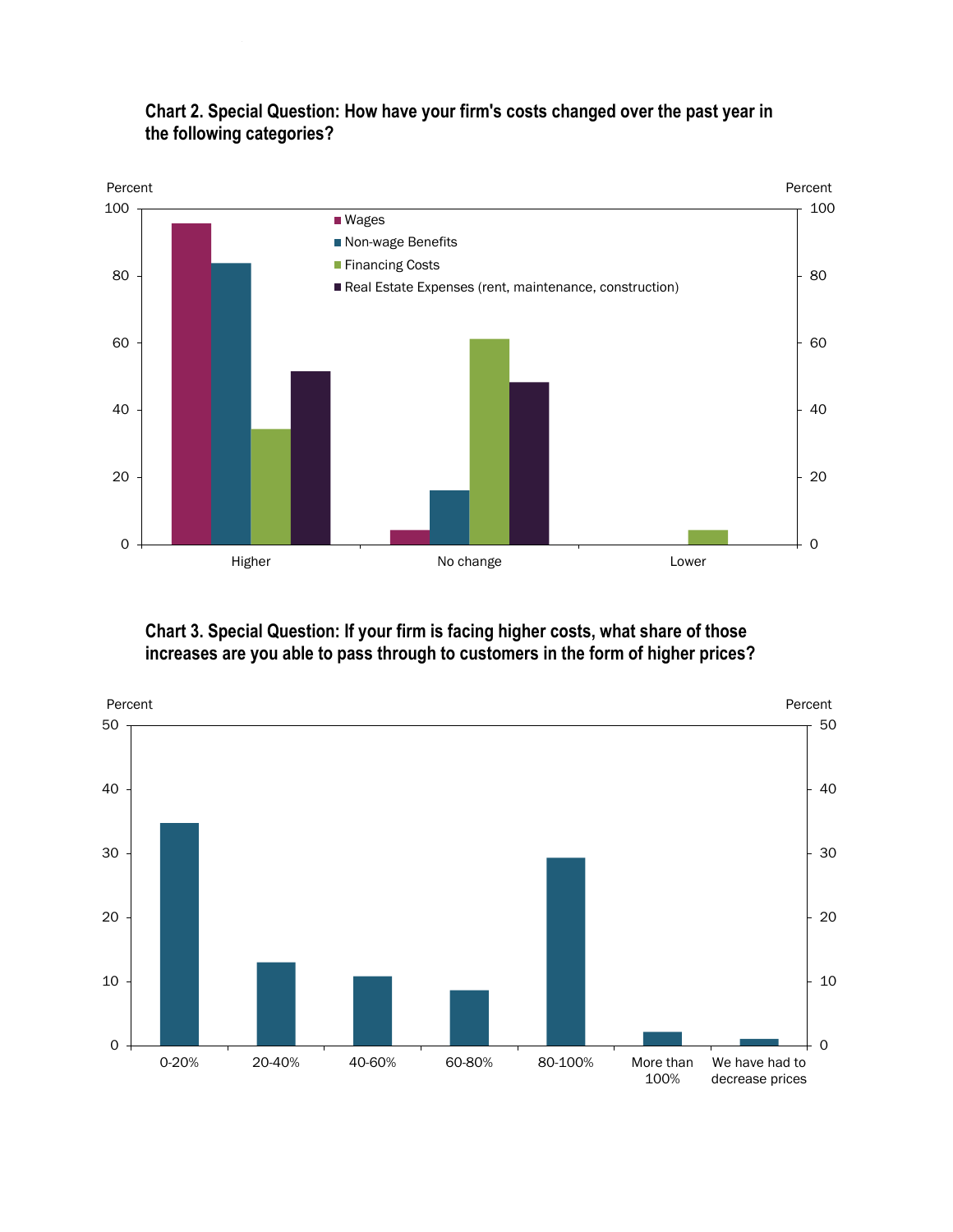**Chart 2. Special Question: How have your firm's costs changed over the past year in the following categories?**

Percent

Wages

Non-wage Benefits

Financing Costs

Real Estate Expenses (rent, maintenance, construction)

Higher

No change

Lower

**Chart 3. Special Question: If your firm is facing higher costs, what share of those increases are you able to pass through to customers in the form of higher prices?**

Percent

0-20%

20-40%

40-60%

60-80%

80-100%

More than 100%

We have had to decrease prices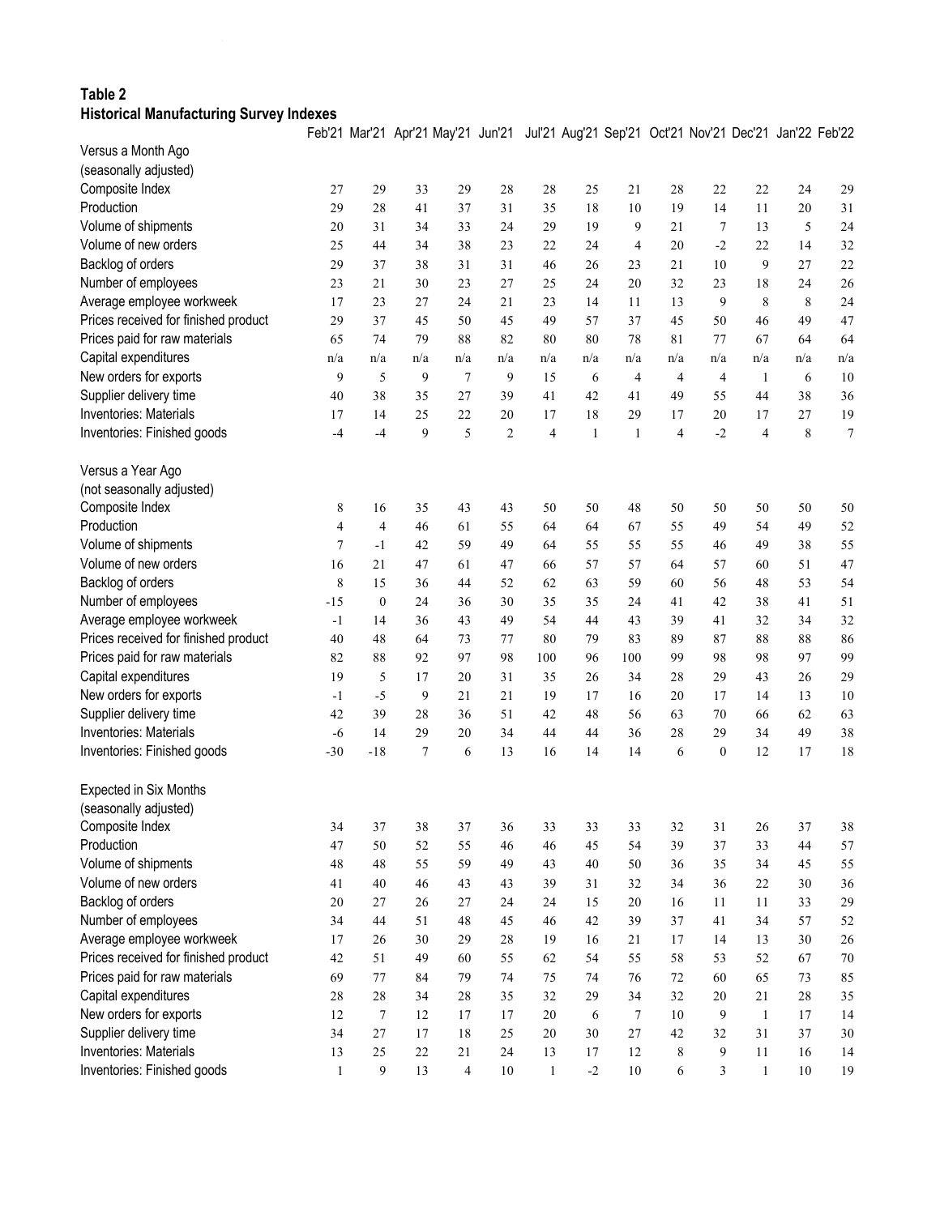**Table 2**
**Historical Manufacturing Survey Indexes**

| | Feb'21 | Mar'21 | Apr'21 | May'21 | Jun'21 | Jul'21 | Aug'21 | Sep'21 | Oct'21 | Nov'21 | Dec'21 | Jan'22 | Feb'22 |
|---|---|---|---|---|---|---|---|---|---|---|---|---|---|
| Versus a Month Ago | | | | | | | | | | | | | |
| (seasonally adjusted) | | | | | | | | | | | | | |
| Composite Index | 27 | 29 | 33 | 29 | 28 | 28 | 25 | 21 | 28 | 22 | 22 | 24 | 29 |
| Production | 29 | 28 | 41 | 37 | 31 | 35 | 18 | 10 | 19 | 14 | 11 | 20 | 31 |
| Volume of shipments | 20 | 31 | 34 | 33 | 24 | 29 | 19 | 9 | 21 | 7 | 13 | 5 | 24 |
| Volume of new orders | 25 | 44 | 34 | 38 | 23 | 22 | 24 | 4 | 20 | -2 | 22 | 14 | 32 |
| Backlog of orders | 29 | 37 | 38 | 31 | 31 | 46 | 26 | 23 | 21 | 10 | 9 | 27 | 22 |
| Number of employees | 23 | 21 | 30 | 23 | 27 | 25 | 24 | 20 | 32 | 23 | 18 | 24 | 26 |
| Average employee workweek | 17 | 23 | 27 | 24 | 21 | 23 | 14 | 11 | 13 | 9 | 8 | 8 | 24 |
| Prices received for finished product | 29 | 37 | 45 | 50 | 45 | 49 | 57 | 37 | 45 | 50 | 46 | 49 | 47 |
| Prices paid for raw materials | 65 | 74 | 79 | 88 | 82 | 80 | 80 | 78 | 81 | 77 | 67 | 64 | 64 |
| Capital expenditures | n/a | n/a | n/a | n/a | n/a | n/a | n/a | n/a | n/a | n/a | n/a | n/a | n/a |
| New orders for exports | 9 | 5 | 9 | 7 | 9 | 15 | 6 | 4 | 4 | 4 | 1 | 6 | 10 |
| Supplier delivery time | 40 | 38 | 35 | 27 | 39 | 41 | 42 | 41 | 49 | 55 | 44 | 38 | 36 |
| Inventories: Materials | 17 | 14 | 25 | 22 | 20 | 17 | 18 | 29 | 17 | 20 | 17 | 27 | 19 |
| Inventories: Finished goods | -4 | -4 | 9 | 5 | 2 | 4 | 1 | 1 | 4 | -2 | 4 | 8 | 7 |
| Versus a Year Ago | | | | | | | | | | | | | |
| (not seasonally adjusted) | | | | | | | | | | | | | |
| Composite Index | 8 | 16 | 35 | 43 | 43 | 50 | 50 | 48 | 50 | 50 | 50 | 50 | 50 |
| Production | 4 | 4 | 46 | 61 | 55 | 64 | 64 | 67 | 55 | 49 | 54 | 49 | 52 |
| Volume of shipments | 7 | -1 | 42 | 59 | 49 | 64 | 55 | 55 | 55 | 46 | 49 | 38 | 55 |
| Volume of new orders | 16 | 21 | 47 | 61 | 47 | 66 | 57 | 57 | 64 | 57 | 60 | 51 | 47 |
| Backlog of orders | 8 | 15 | 36 | 44 | 52 | 62 | 63 | 59 | 60 | 56 | 48 | 53 | 54 |
| Number of employees | -15 | 0 | 24 | 36 | 30 | 35 | 35 | 24 | 41 | 42 | 38 | 41 | 51 |
| Average employee workweek | -1 | 14 | 36 | 43 | 49 | 54 | 44 | 43 | 39 | 41 | 32 | 34 | 32 |
| Prices received for finished product | 40 | 48 | 64 | 73 | 77 | 80 | 79 | 83 | 89 | 87 | 88 | 88 | 86 |
| Prices paid for raw materials | 82 | 88 | 92 | 97 | 98 | 100 | 96 | 100 | 99 | 98 | 98 | 97 | 99 |
| Capital expenditures | 19 | 5 | 17 | 20 | 31 | 35 | 26 | 34 | 28 | 29 | 43 | 26 | 29 |
| New orders for exports | -1 | -5 | 9 | 21 | 21 | 19 | 17 | 16 | 20 | 17 | 14 | 13 | 10 |
| Supplier delivery time | 42 | 39 | 28 | 36 | 51 | 42 | 48 | 56 | 63 | 70 | 66 | 62 | 63 |
| Inventories: Materials | -6 | 14 | 29 | 20 | 34 | 44 | 44 | 36 | 28 | 29 | 34 | 49 | 38 |
| Inventories: Finished goods | -30 | -18 | 7 | 6 | 13 | 16 | 14 | 14 | 6 | 0 | 12 | 17 | 18 |
| Expected in Six Months | | | | | | | | | | | | | |
| (seasonally adjusted) | | | | | | | | | | | | | |
| Composite Index | 34 | 37 | 38 | 37 | 36 | 33 | 33 | 33 | 32 | 31 | 26 | 37 | 38 |
| Production | 47 | 50 | 52 | 55 | 46 | 46 | 45 | 54 | 39 | 37 | 33 | 44 | 57 |
| Volume of shipments | 48 | 48 | 55 | 59 | 49 | 43 | 40 | 50 | 36 | 35 | 34 | 45 | 55 |
| Volume of new orders | 41 | 40 | 46 | 43 | 43 | 39 | 31 | 32 | 34 | 36 | 22 | 30 | 36 |
| Backlog of orders | 20 | 27 | 26 | 27 | 24 | 24 | 15 | 20 | 16 | 11 | 11 | 33 | 29 |
| Number of employees | 34 | 44 | 51 | 48 | 45 | 46 | 42 | 39 | 37 | 41 | 34 | 57 | 52 |
| Average employee workweek | 17 | 26 | 30 | 29 | 28 | 19 | 16 | 21 | 17 | 14 | 13 | 30 | 26 |
| Prices received for finished product | 42 | 51 | 49 | 60 | 55 | 62 | 54 | 55 | 58 | 53 | 52 | 67 | 70 |
| Prices paid for raw materials | 69 | 77 | 84 | 79 | 74 | 75 | 74 | 76 | 72 | 60 | 65 | 73 | 85 |
| Capital expenditures | 28 | 28 | 34 | 28 | 35 | 32 | 29 | 34 | 32 | 20 | 21 | 28 | 35 |
| New orders for exports | 12 | 7 | 12 | 17 | 17 | 20 | 6 | 7 | 10 | 9 | 1 | 17 | 14 |
| Supplier delivery time | 34 | 27 | 17 | 18 | 25 | 20 | 30 | 27 | 42 | 32 | 31 | 37 | 30 |
| Inventories: Materials | 13 | 25 | 22 | 21 | 24 | 13 | 17 | 12 | 8 | 9 | 11 | 16 | 14 |
| Inventories: Finished goods | 1 | 9 | 13 | 4 | 10 | 1 | -2 | 10 | 6 | 3 | 1 | 10 | 19 |